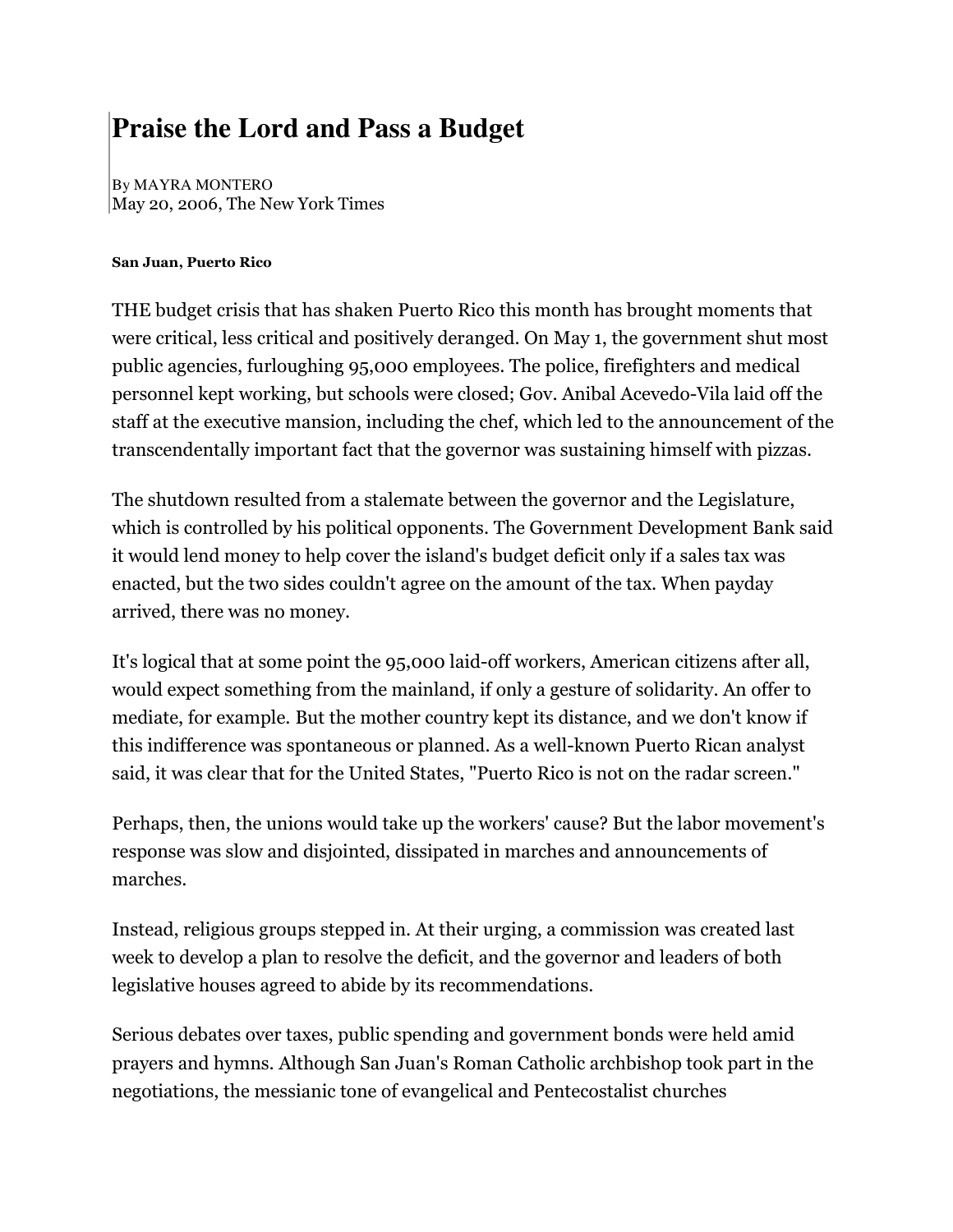# Praise the Lord and Pass a Budget

By MAYRA MONTERO
May 20, 2006, The New York Times

**San Juan, Puerto Rico**

THE budget crisis that has shaken Puerto Rico this month has brought moments that were critical, less critical and positively deranged. On May 1, the government shut most public agencies, furloughing 95,000 employees. The police, firefighters and medical personnel kept working, but schools were closed; Gov. Anibal Acevedo-Vila laid off the staff at the executive mansion, including the chef, which led to the announcement of the transcendentally important fact that the governor was sustaining himself with pizzas.

The shutdown resulted from a stalemate between the governor and the Legislature, which is controlled by his political opponents. The Government Development Bank said it would lend money to help cover the island's budget deficit only if a sales tax was enacted, but the two sides couldn't agree on the amount of the tax. When payday arrived, there was no money.

It's logical that at some point the 95,000 laid-off workers, American citizens after all, would expect something from the mainland, if only a gesture of solidarity. An offer to mediate, for example. But the mother country kept its distance, and we don't know if this indifference was spontaneous or planned. As a well-known Puerto Rican analyst said, it was clear that for the United States, "Puerto Rico is not on the radar screen."

Perhaps, then, the unions would take up the workers' cause? But the labor movement's response was slow and disjointed, dissipated in marches and announcements of marches.

Instead, religious groups stepped in. At their urging, a commission was created last week to develop a plan to resolve the deficit, and the governor and leaders of both legislative houses agreed to abide by its recommendations.

Serious debates over taxes, public spending and government bonds were held amid prayers and hymns. Although San Juan's Roman Catholic archbishop took part in the negotiations, the messianic tone of evangelical and Pentecostalist churches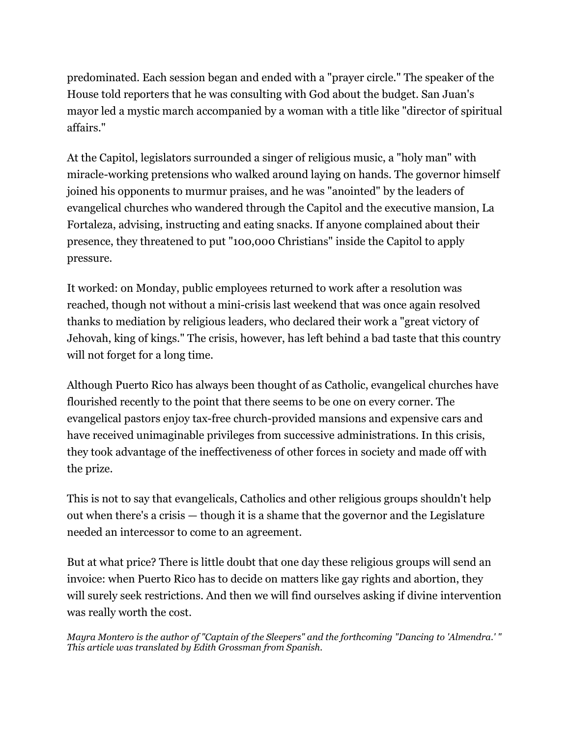predominated. Each session began and ended with a "prayer circle." The speaker of the House told reporters that he was consulting with God about the budget. San Juan's mayor led a mystic march accompanied by a woman with a title like "director of spiritual affairs."

At the Capitol, legislators surrounded a singer of religious music, a "holy man" with miracle-working pretensions who walked around laying on hands. The governor himself joined his opponents to murmur praises, and he was "anointed" by the leaders of evangelical churches who wandered through the Capitol and the executive mansion, La Fortaleza, advising, instructing and eating snacks. If anyone complained about their presence, they threatened to put "100,000 Christians" inside the Capitol to apply pressure.

It worked: on Monday, public employees returned to work after a resolution was reached, though not without a mini-crisis last weekend that was once again resolved thanks to mediation by religious leaders, who declared their work a "great victory of Jehovah, king of kings." The crisis, however, has left behind a bad taste that this country will not forget for a long time.

Although Puerto Rico has always been thought of as Catholic, evangelical churches have flourished recently to the point that there seems to be one on every corner. The evangelical pastors enjoy tax-free church-provided mansions and expensive cars and have received unimaginable privileges from successive administrations. In this crisis, they took advantage of the ineffectiveness of other forces in society and made off with the prize.

This is not to say that evangelicals, Catholics and other religious groups shouldn't help out when there's a crisis — though it is a shame that the governor and the Legislature needed an intercessor to come to an agreement.

But at what price? There is little doubt that one day these religious groups will send an invoice: when Puerto Rico has to decide on matters like gay rights and abortion, they will surely seek restrictions. And then we will find ourselves asking if divine intervention was really worth the cost.

*Mayra Montero is the author of "Captain of the Sleepers" and the forthcoming "Dancing to 'Almendra.' " This article was translated by Edith Grossman from Spanish.*